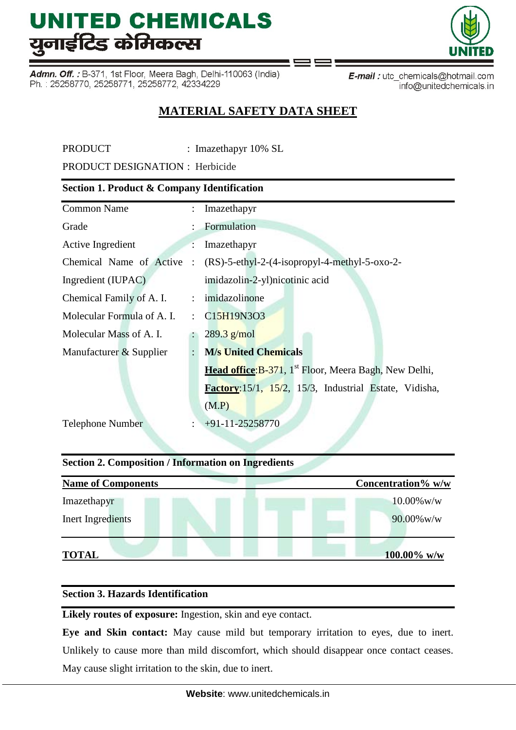# UNITED CHEMICALS
# युनाईटिड केमिकल्स

**Admn. Off. :** B-371, 1st Floor, Meera Bagh, Delhi-110063 (India)
Ph. : 25258770, 25258771, 25258772, 42334229

**E-mail :** utc_chemicals@hotmail.com
info@unitedchemicals.in

## MATERIAL SAFETY DATA SHEET

PRODUCT : Imazethapyr 10% SL

PRODUCT DESIGNATION : Herbicide

### Section 1. Product & Company Identification

| | | |
|---|---|---|
| Common Name | : | Imazethapyr |
| Grade | : | Formulation |
| Active Ingredient | : | Imazethapyr |
| Chemical Name of Active Ingredient (IUPAC) | : | (RS)-5-ethyl-2-(4-isopropyl-4-methyl-5-oxo-2-imidazolin-2-yl)nicotinic acid |
| Chemical Family of A. I. | : | imidazolinone |
| Molecular Formula of A. I. | : | $C_{15}H_{19}N_3O_3$ |
| Molecular Mass of A. I. | : | 289.3 g/mol |
| Manufacturer & Supplier | : | **M/s United Chemicals**<br>**Head office**:B-371, 1st Floor, Meera Bagh, New Delhi,<br>**Factory**:15/1, 15/2, 15/3, Industrial Estate, Vidisha, (M.P) |
| Telephone Number | : | +91-11-25258770 |

### Section 2. Composition / Information on Ingredients

| Name of Components | Concentration% w/w |
|---|---|
| Imazethapyr | 10.00%w/w |
| Inert Ingredients | 90.00%w/w |
| **TOTAL** | **100.00% w/w** |

### Section 3. Hazards Identification

**Likely routes of exposure:** Ingestion, skin and eye contact.

**Eye and Skin contact:** May cause mild but temporary irritation to eyes, due to inert. Unlikely to cause more than mild discomfort, which should disappear once contact ceases. May cause slight irritation to the skin, due to inert.

**Website**: www.unitedchemicals.in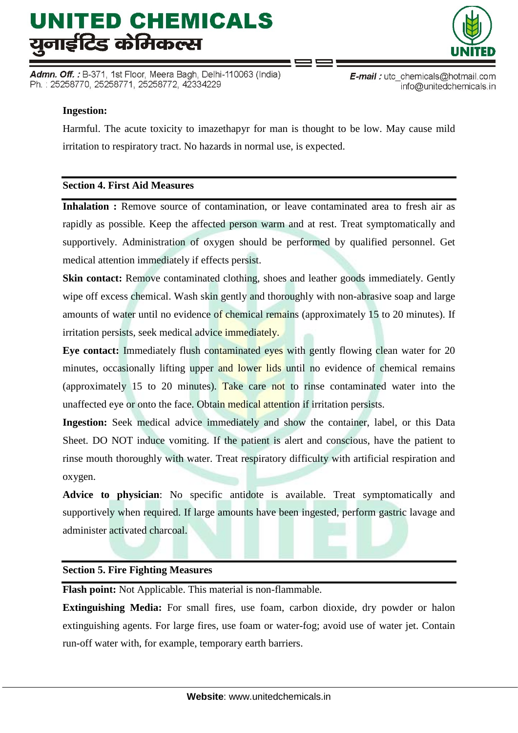**Ingestion:**

Harmful. The acute toxicity to imazethapyr for man is thought to be low. May cause mild irritation to respiratory tract. No hazards in normal use, is expected.

## Section 4. First Aid Measures

**Inhalation :** Remove source of contamination, or leave contaminated area to fresh air as rapidly as possible. Keep the affected person warm and at rest. Treat symptomatically and supportively. Administration of oxygen should be performed by qualified personnel. Get medical attention immediately if effects persist.

**Skin contact:** Remove contaminated clothing, shoes and leather goods immediately. Gently wipe off excess chemical. Wash skin gently and thoroughly with non-abrasive soap and large amounts of water until no evidence of chemical remains (approximately 15 to 20 minutes). If irritation persists, seek medical advice immediately.

**Eye contact:** Immediately flush contaminated eyes with gently flowing clean water for 20 minutes, occasionally lifting upper and lower lids until no evidence of chemical remains (approximately 15 to 20 minutes). Take care not to rinse contaminated water into the unaffected eye or onto the face. Obtain medical attention if irritation persists.

**Ingestion:** Seek medical advice immediately and show the container, label, or this Data Sheet. DO NOT induce vomiting. If the patient is alert and conscious, have the patient to rinse mouth thoroughly with water. Treat respiratory difficulty with artificial respiration and oxygen.

**Advice to physician**: No specific antidote is available. Treat symptomatically and supportively when required. If large amounts have been ingested, perform gastric lavage and administer activated charcoal.

## Section 5. Fire Fighting Measures

**Flash point:** Not Applicable. This material is non-flammable.

**Extinguishing Media:** For small fires, use foam, carbon dioxide, dry powder or halon extinguishing agents. For large fires, use foam or water-fog; avoid use of water jet. Contain run-off water with, for example, temporary earth barriers.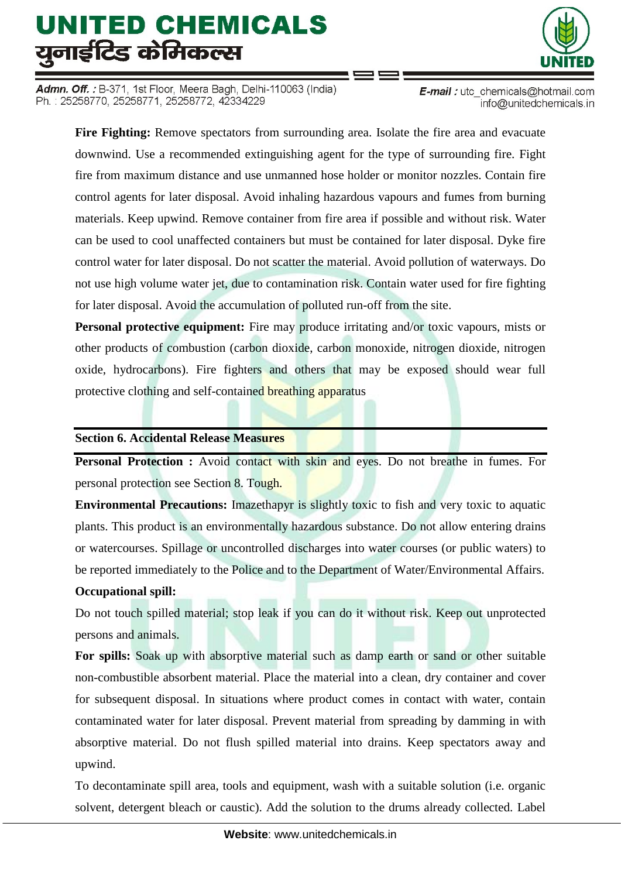**Fire Fighting:** Remove spectators from surrounding area. Isolate the fire area and evacuate downwind. Use a recommended extinguishing agent for the type of surrounding fire. Fight fire from maximum distance and use unmanned hose holder or monitor nozzles. Contain fire control agents for later disposal. Avoid inhaling hazardous vapours and fumes from burning materials. Keep upwind. Remove container from fire area if possible and without risk. Water can be used to cool unaffected containers but must be contained for later disposal. Dyke fire control water for later disposal. Do not scatter the material. Avoid pollution of waterways. Do not use high volume water jet, due to contamination risk. Contain water used for fire fighting for later disposal. Avoid the accumulation of polluted run-off from the site.

**Personal protective equipment:** Fire may produce irritating and/or toxic vapours, mists or other products of combustion (carbon dioxide, carbon monoxide, nitrogen dioxide, nitrogen oxide, hydrocarbons). Fire fighters and others that may be exposed should wear full protective clothing and self-contained breathing apparatus

## Section 6. Accidental Release Measures

**Personal Protection :** Avoid contact with skin and eyes. Do not breathe in fumes. For personal protection see Section 8. Tough.

**Environmental Precautions:** Imazethapyr is slightly toxic to fish and very toxic to aquatic plants. This product is an environmentally hazardous substance. Do not allow entering drains or watercourses. Spillage or uncontrolled discharges into water courses (or public waters) to be reported immediately to the Police and to the Department of Water/Environmental Affairs.

**Occupational spill:**

Do not touch spilled material; stop leak if you can do it without risk. Keep out unprotected persons and animals.

**For spills:** Soak up with absorptive material such as damp earth or sand or other suitable non-combustible absorbent material. Place the material into a clean, dry container and cover for subsequent disposal. In situations where product comes in contact with water, contain contaminated water for later disposal. Prevent material from spreading by damming in with absorptive material. Do not flush spilled material into drains. Keep spectators away and upwind.

To decontaminate spill area, tools and equipment, wash with a suitable solution (i.e. organic solvent, detergent bleach or caustic). Add the solution to the drums already collected. Label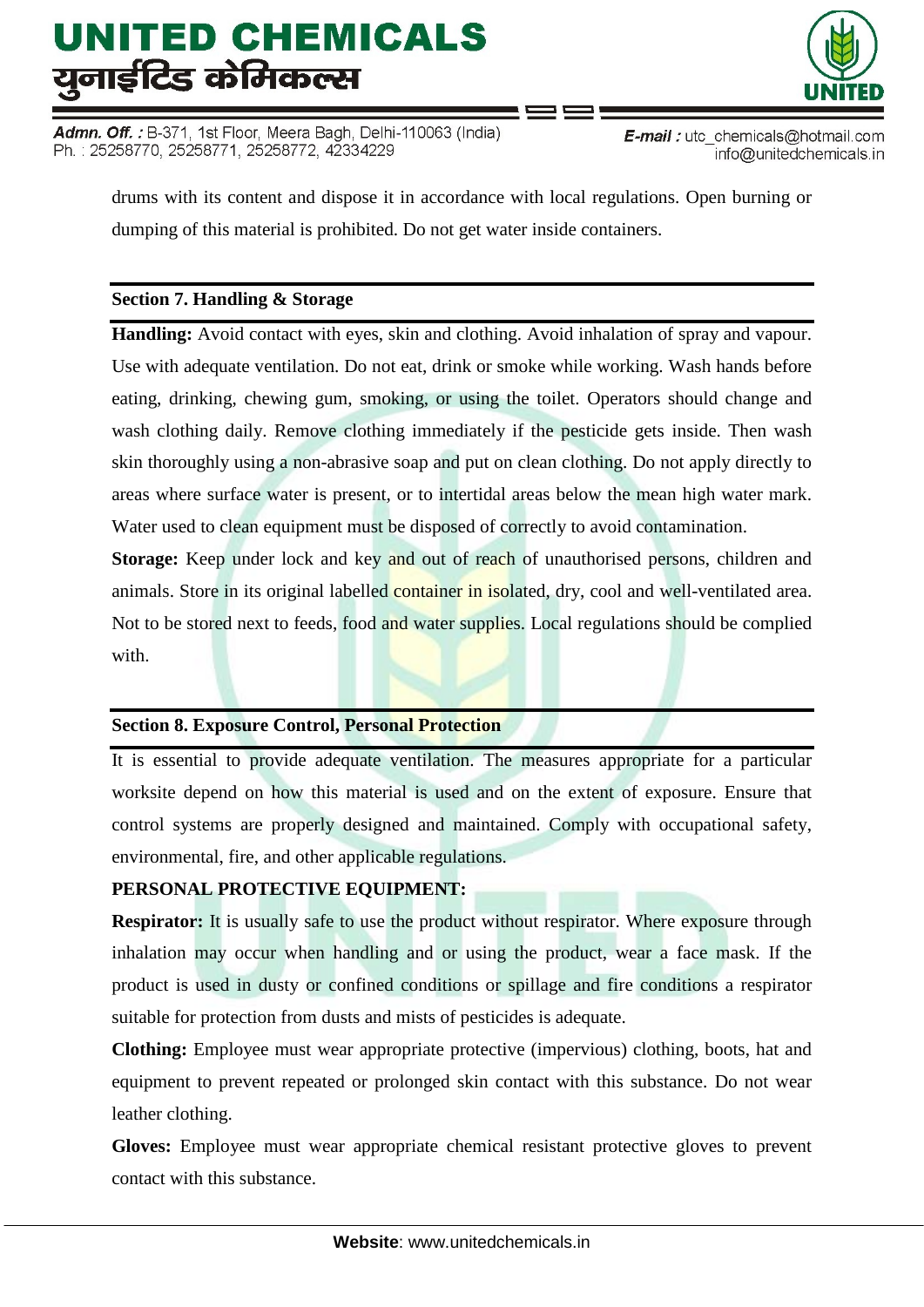drums with its content and dispose it in accordance with local regulations. Open burning or dumping of this material is prohibited. Do not get water inside containers.

## Section 7. Handling & Storage

**Handling:** Avoid contact with eyes, skin and clothing. Avoid inhalation of spray and vapour. Use with adequate ventilation. Do not eat, drink or smoke while working. Wash hands before eating, drinking, chewing gum, smoking, or using the toilet. Operators should change and wash clothing daily. Remove clothing immediately if the pesticide gets inside. Then wash skin thoroughly using a non-abrasive soap and put on clean clothing. Do not apply directly to areas where surface water is present, or to intertidal areas below the mean high water mark. Water used to clean equipment must be disposed of correctly to avoid contamination.

**Storage:** Keep under lock and key and out of reach of unauthorised persons, children and animals. Store in its original labelled container in isolated, dry, cool and well-ventilated area. Not to be stored next to feeds, food and water supplies. Local regulations should be complied with.

## Section 8. Exposure Control, Personal Protection

It is essential to provide adequate ventilation. The measures appropriate for a particular worksite depend on how this material is used and on the extent of exposure. Ensure that control systems are properly designed and maintained. Comply with occupational safety, environmental, fire, and other applicable regulations.

**PERSONAL PROTECTIVE EQUIPMENT:**

**Respirator:** It is usually safe to use the product without respirator. Where exposure through inhalation may occur when handling and or using the product, wear a face mask. If the product is used in dusty or confined conditions or spillage and fire conditions a respirator suitable for protection from dusts and mists of pesticides is adequate.

**Clothing:** Employee must wear appropriate protective (impervious) clothing, boots, hat and equipment to prevent repeated or prolonged skin contact with this substance. Do not wear leather clothing.

**Gloves:** Employee must wear appropriate chemical resistant protective gloves to prevent contact with this substance.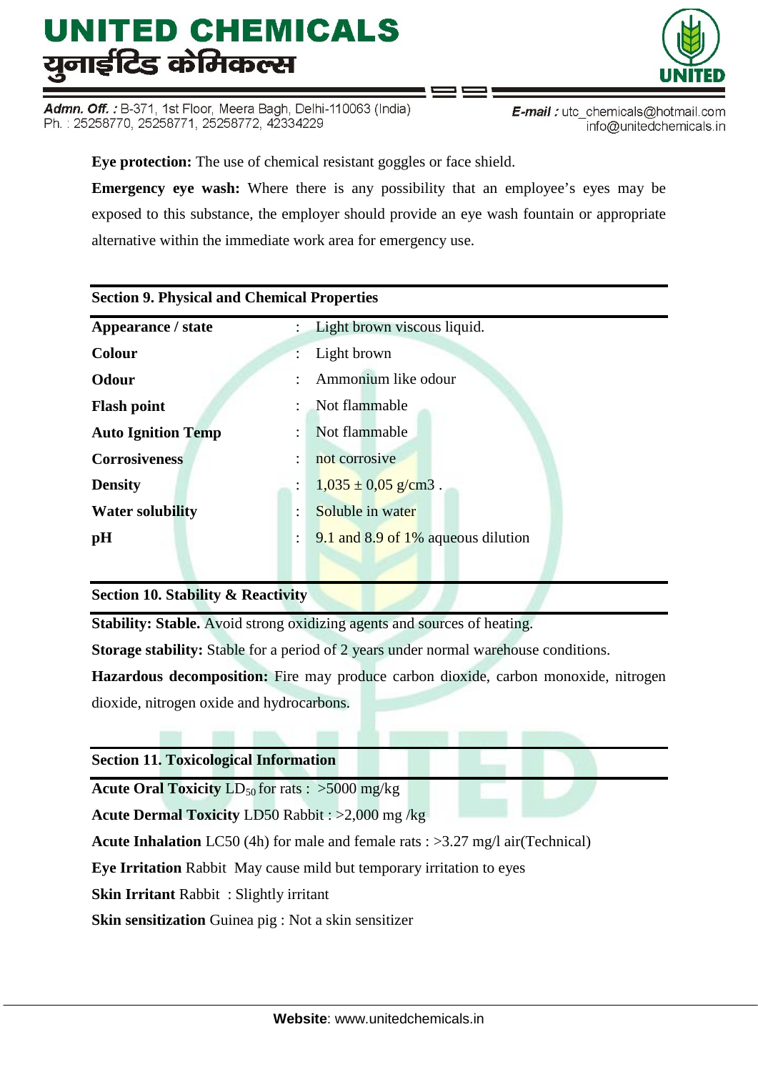**Eye protection:** The use of chemical resistant goggles or face shield.

**Emergency eye wash:** Where there is any possibility that an employee's eyes may be exposed to this substance, the employer should provide an eye wash fountain or appropriate alternative within the immediate work area for emergency use.

## Section 9. Physical and Chemical Properties

| | | |
|---|---|---|
| **Appearance / state** | : | Light brown viscous liquid. |
| **Colour** | : | Light brown |
| **Odour** | : | Ammonium like odour |
| **Flash point** | : | Not flammable |
| **Auto Ignition Temp** | : | Not flammable |
| **Corrosiveness** | : | not corrosive |
| **Density** | : | 1,035 ± 0,05 g/cm3 . |
| **Water solubility** | : | Soluble in water |
| **pH** | : | 9.1 and 8.9 of 1% aqueous dilution |

## Section 10. Stability & Reactivity

**Stability: Stable.** Avoid strong oxidizing agents and sources of heating.

**Storage stability:** Stable for a period of 2 years under normal warehouse conditions.

**Hazardous decomposition:** Fire may produce carbon dioxide, carbon monoxide, nitrogen dioxide, nitrogen oxide and hydrocarbons.

## Section 11. Toxicological Information

**Acute Oral Toxicity** $LD_{50}$ for rats : >5000 mg/kg

**Acute Dermal Toxicity** LD50 Rabbit : >2,000 mg /kg

**Acute Inhalation** LC50 (4h) for male and female rats : >3.27 mg/l air(Technical)

**Eye Irritation** Rabbit May cause mild but temporary irritation to eyes

**Skin Irritant** Rabbit : Slightly irritant

**Skin sensitization** Guinea pig : Not a skin sensitizer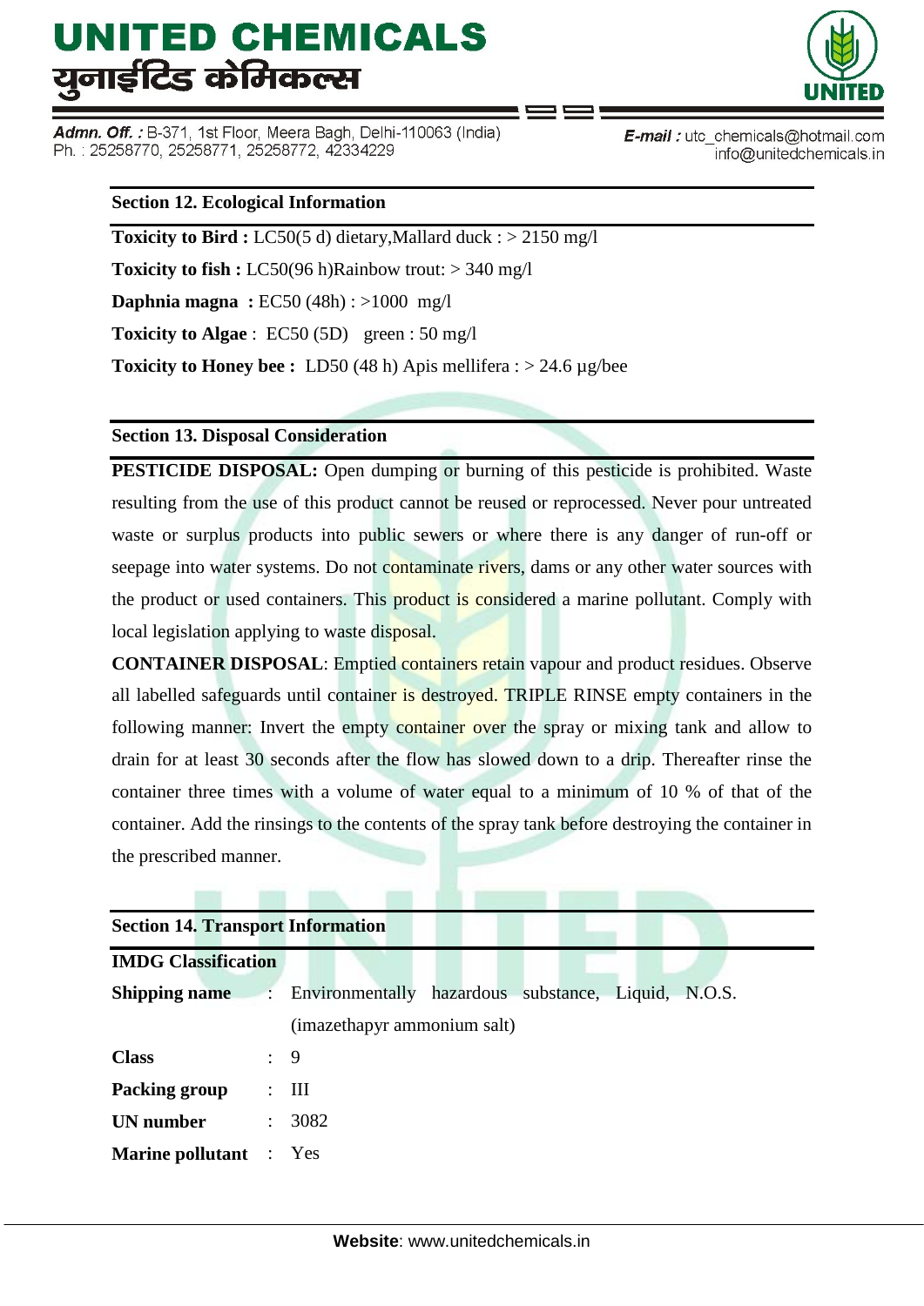## Section 12. Ecological Information

**Toxicity to Bird :** LC50(5 d) dietary,Mallard duck : > 2150 mg/l

**Toxicity to fish :** LC50(96 h)Rainbow trout: > 340 mg/l

**Daphnia magna :** EC50 (48h) : >1000 mg/l

**Toxicity to Algae** : EC50 (5D) green : 50 mg/l

**Toxicity to Honey bee :** LD50 (48 h) Apis mellifera : > 24.6 µg/bee

## Section 13. Disposal Consideration

**PESTICIDE DISPOSAL:** Open dumping or burning of this pesticide is prohibited. Waste resulting from the use of this product cannot be reused or reprocessed. Never pour untreated waste or surplus products into public sewers or where there is any danger of run-off or seepage into water systems. Do not contaminate rivers, dams or any other water sources with the product or used containers. This product is considered a marine pollutant. Comply with local legislation applying to waste disposal.

**CONTAINER DISPOSAL**: Emptied containers retain vapour and product residues. Observe all labelled safeguards until container is destroyed. TRIPLE RINSE empty containers in the following manner: Invert the empty container over the spray or mixing tank and allow to drain for at least 30 seconds after the flow has slowed down to a drip. Thereafter rinse the container three times with a volume of water equal to a minimum of 10 % of that of the container. Add the rinsings to the contents of the spray tank before destroying the container in the prescribed manner.

## Section 14. Transport Information

**IMDG Classification**

| | | |
|---|---|---|
| **Shipping name** | : | Environmentally hazardous substance, Liquid, N.O.S. (imazethapyr ammonium salt) |
| **Class** | : | 9 |
| **Packing group** | : | III |
| **UN number** | : | 3082 |
| **Marine pollutant** | : | Yes |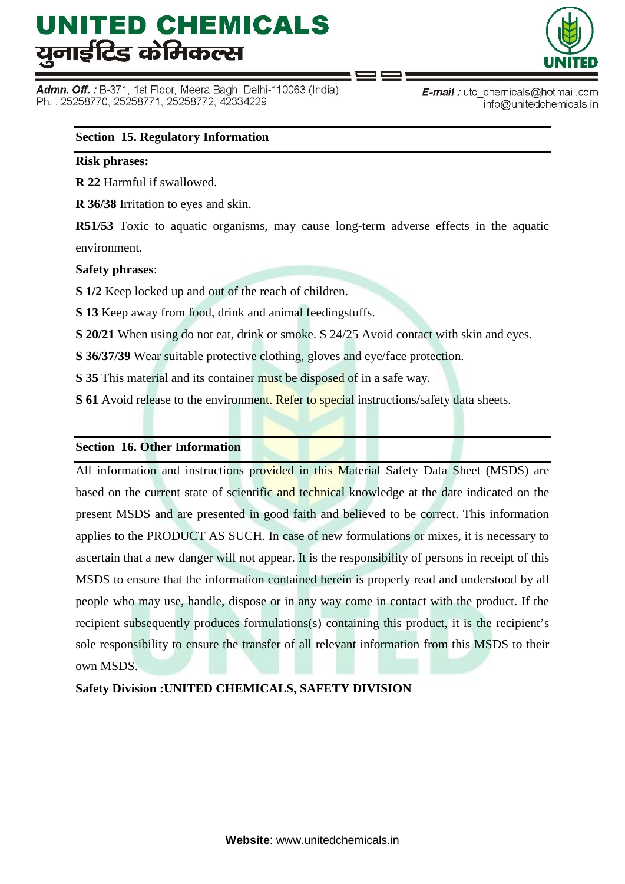## Section 15. Regulatory Information

**Risk phrases:**

**R 22** Harmful if swallowed.

**R 36/38** Irritation to eyes and skin.

**R51/53** Toxic to aquatic organisms, may cause long-term adverse effects in the aquatic environment.

**Safety phrases**:

**S 1/2** Keep locked up and out of the reach of children.

**S 13** Keep away from food, drink and animal feedingstuffs.

**S 20/21** When using do not eat, drink or smoke. S 24/25 Avoid contact with skin and eyes.

**S 36/37/39** Wear suitable protective clothing, gloves and eye/face protection.

**S 35** This material and its container must be disposed of in a safe way.

**S 61** Avoid release to the environment. Refer to special instructions/safety data sheets.

## Section 16. Other Information

All information and instructions provided in this Material Safety Data Sheet (MSDS) are based on the current state of scientific and technical knowledge at the date indicated on the present MSDS and are presented in good faith and believed to be correct. This information applies to the PRODUCT AS SUCH. In case of new formulations or mixes, it is necessary to ascertain that a new danger will not appear. It is the responsibility of persons in receipt of this MSDS to ensure that the information contained herein is properly read and understood by all people who may use, handle, dispose or in any way come in contact with the product. If the recipient subsequently produces formulations(s) containing this product, it is the recipient's sole responsibility to ensure the transfer of all relevant information from this MSDS to their own MSDS.

**Safety Division :UNITED CHEMICALS, SAFETY DIVISION**